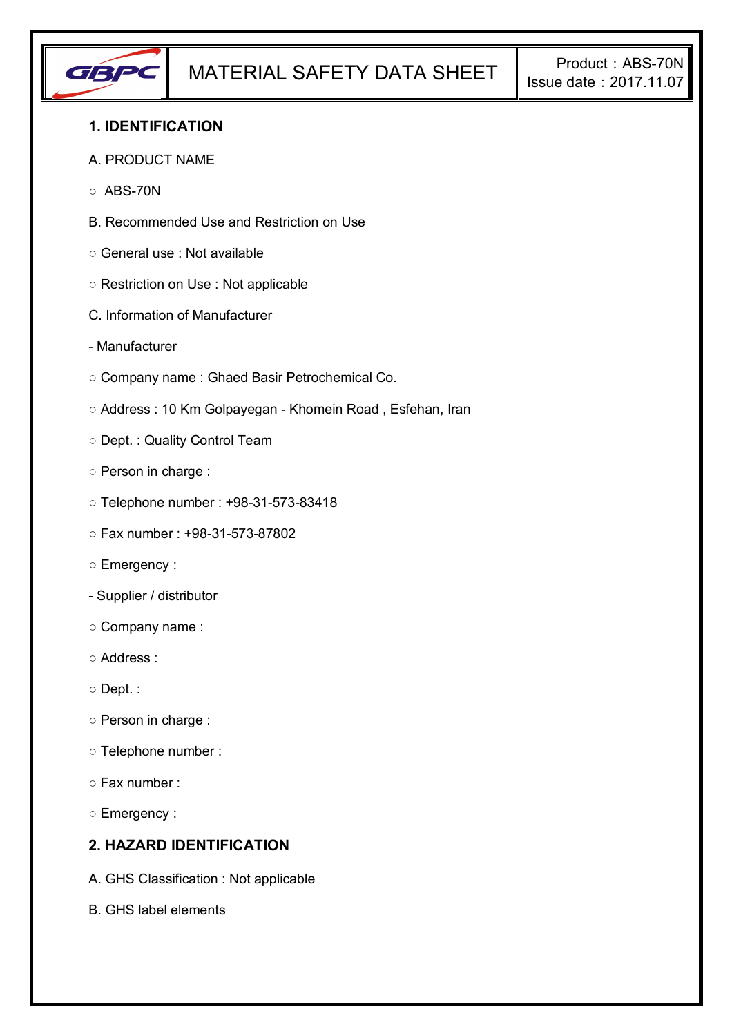| GBPC | MATERIAL SAFETY DATA SHEET | Product：ABS-70N<br>Issue date：2017.11.07 |
| --- | --- | --- |

## 1. IDENTIFICATION

A. PRODUCT NAME

○ ABS-70N

B. Recommended Use and Restriction on Use

○ General use : Not available

○ Restriction on Use : Not applicable

C. Information of Manufacturer

- Manufacturer

○ Company name : Ghaed Basir Petrochemical Co.

○ Address : 10 Km Golpayegan - Khomein Road , Esfehan, Iran

○ Dept. : Quality Control Team

○ Person in charge :

○ Telephone number : +98-31-573-83418

○ Fax number : +98-31-573-87802

○ Emergency :

- Supplier / distributor

○ Company name :

○ Address :

○ Dept. :

○ Person in charge :

○ Telephone number :

○ Fax number :

○ Emergency :

## 2. HAZARD IDENTIFICATION

A. GHS Classification : Not applicable

B. GHS label elements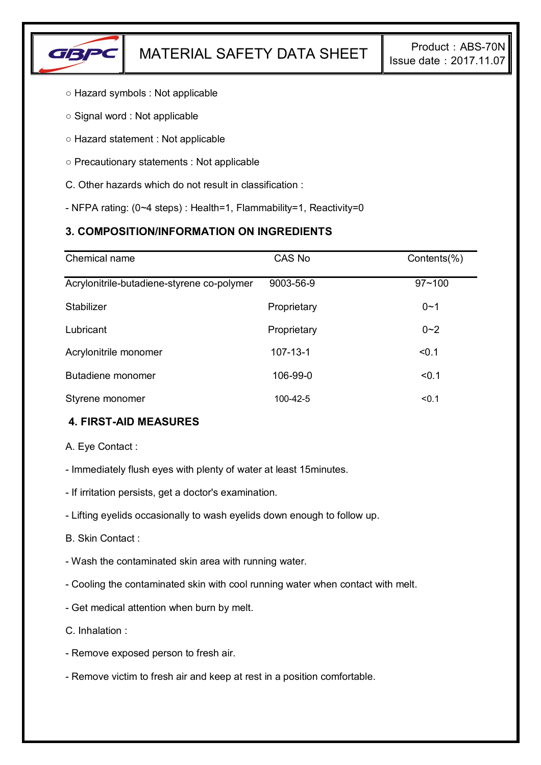○ Hazard symbols : Not applicable

○ Signal word : Not applicable

○ Hazard statement : Not applicable

○ Precautionary statements : Not applicable

C. Other hazards which do not result in classification :

- NFPA rating: (0~4 steps) : Health=1, Flammability=1, Reactivity=0

### 3. COMPOSITION/INFORMATION ON INGREDIENTS

| Chemical name | CAS No | Contents(%) |
|---|---|---|
| Acrylonitrile-butadiene-styrene co-polymer | 9003-56-9 | 97~100 |
| Stabilizer | Proprietary | 0~1 |
| Lubricant | Proprietary | 0~2 |
| Acrylonitrile monomer | 107-13-1 | <0.1 |
| Butadiene monomer | 106-99-0 | <0.1 |
| Styrene monomer | 100-42-5 | <0.1 |

### 4. FIRST-AID MEASURES

A. Eye Contact :

- Immediately flush eyes with plenty of water at least 15minutes.

- If irritation persists, get a doctor's examination.

- Lifting eyelids occasionally to wash eyelids down enough to follow up.

B. Skin Contact :

- Wash the contaminated skin area with running water.

- Cooling the contaminated skin with cool running water when contact with melt.

- Get medical attention when burn by melt.

C. Inhalation :

- Remove exposed person to fresh air.

- Remove victim to fresh air and keep at rest in a position comfortable.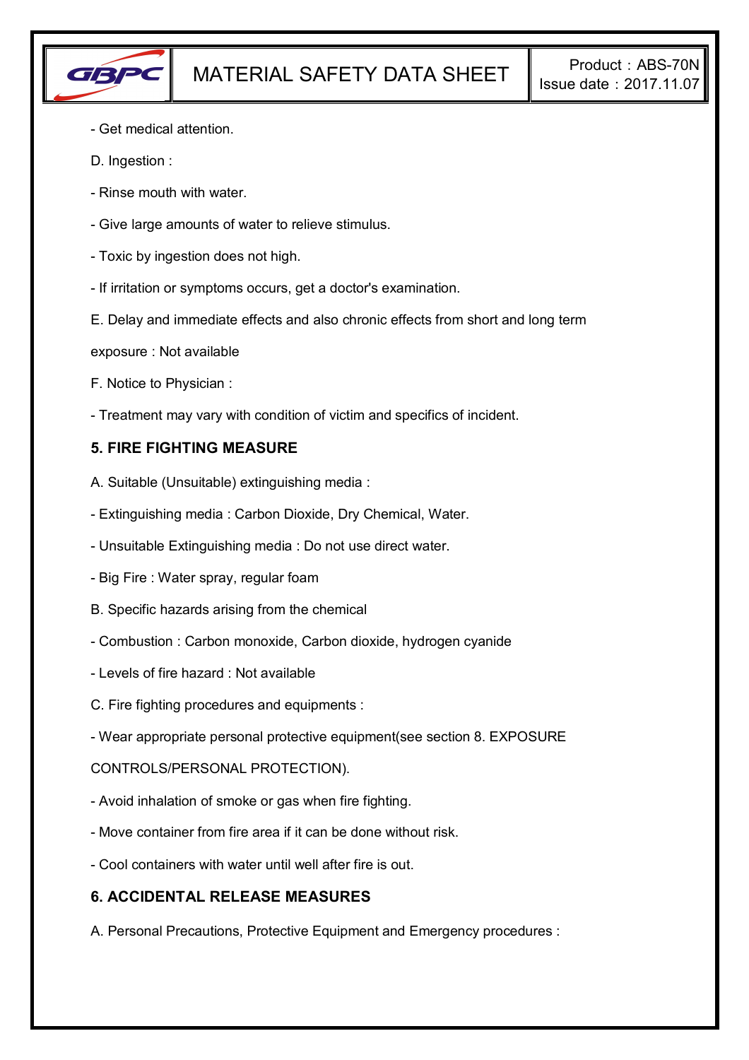- Get medical attention.

D. Ingestion :

- Rinse mouth with water.

- Give large amounts of water to relieve stimulus.

- Toxic by ingestion does not high.

- If irritation or symptoms occurs, get a doctor's examination.

E. Delay and immediate effects and also chronic effects from short and long term exposure : Not available

F. Notice to Physician :

- Treatment may vary with condition of victim and specifics of incident.

## 5. FIRE FIGHTING MEASURE

A. Suitable (Unsuitable) extinguishing media :

- Extinguishing media : Carbon Dioxide, Dry Chemical, Water.

- Unsuitable Extinguishing media : Do not use direct water.

- Big Fire : Water spray, regular foam

B. Specific hazards arising from the chemical

- Combustion : Carbon monoxide, Carbon dioxide, hydrogen cyanide

- Levels of fire hazard : Not available

C. Fire fighting procedures and equipments :

- Wear appropriate personal protective equipment(see section 8. EXPOSURE CONTROLS/PERSONAL PROTECTION).

- Avoid inhalation of smoke or gas when fire fighting.

- Move container from fire area if it can be done without risk.

- Cool containers with water until well after fire is out.

## 6. ACCIDENTAL RELEASE MEASURES

A. Personal Precautions, Protective Equipment and Emergency procedures :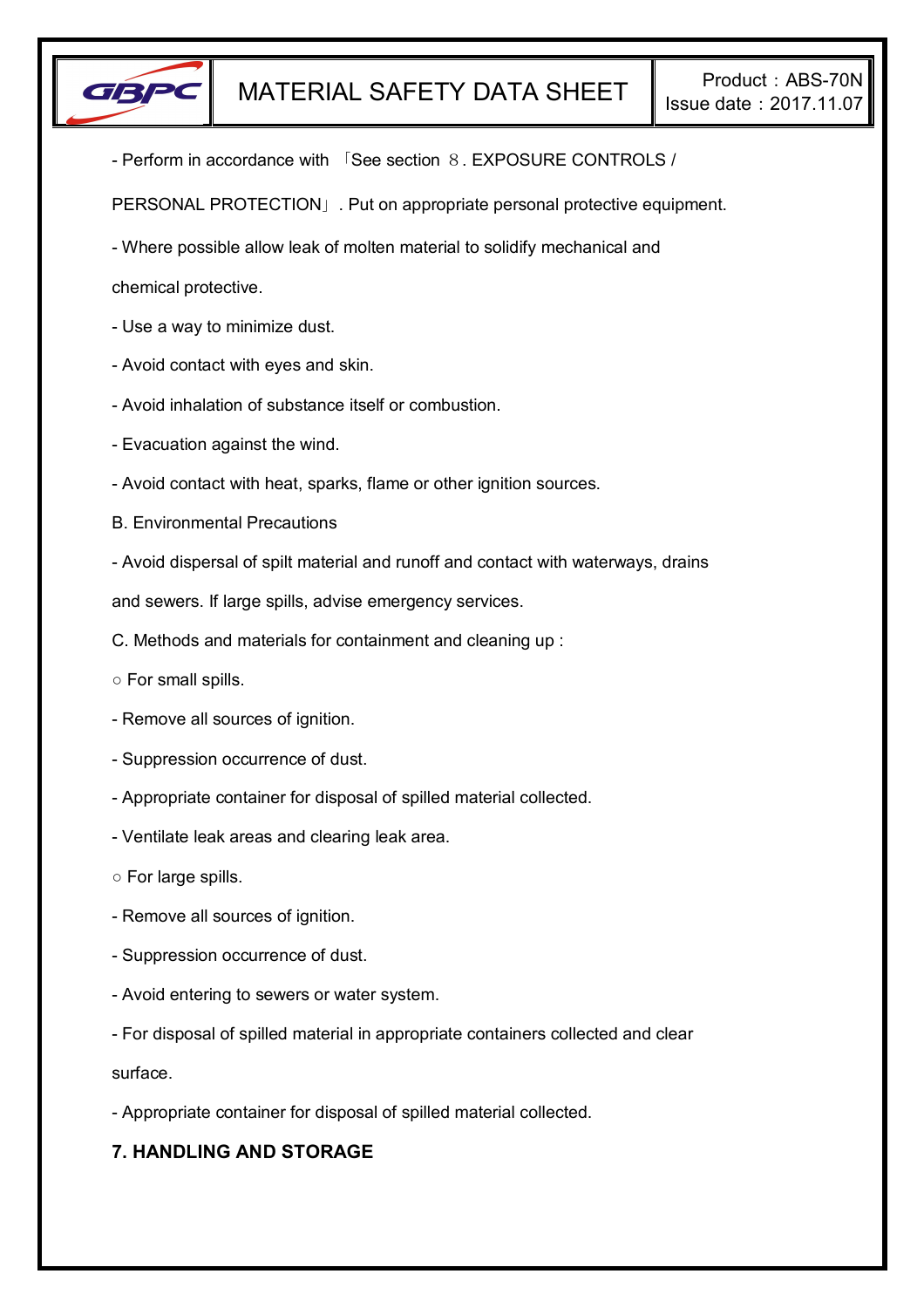- Perform in accordance with 「See section ８. EXPOSURE CONTROLS / PERSONAL PROTECTION」. Put on appropriate personal protective equipment.

- Where possible allow leak of molten material to solidify mechanical and chemical protective.

- Use a way to minimize dust.

- Avoid contact with eyes and skin.

- Avoid inhalation of substance itself or combustion.

- Evacuation against the wind.

- Avoid contact with heat, sparks, flame or other ignition sources.

B. Environmental Precautions

- Avoid dispersal of spilt material and runoff and contact with waterways, drains and sewers. If large spills, advise emergency services.

C. Methods and materials for containment and cleaning up :

○ For small spills.

- Remove all sources of ignition.

- Suppression occurrence of dust.

- Appropriate container for disposal of spilled material collected.

- Ventilate leak areas and clearing leak area.

○ For large spills.

- Remove all sources of ignition.

- Suppression occurrence of dust.

- Avoid entering to sewers or water system.

- For disposal of spilled material in appropriate containers collected and clear surface.

- Appropriate container for disposal of spilled material collected.

## 7. HANDLING AND STORAGE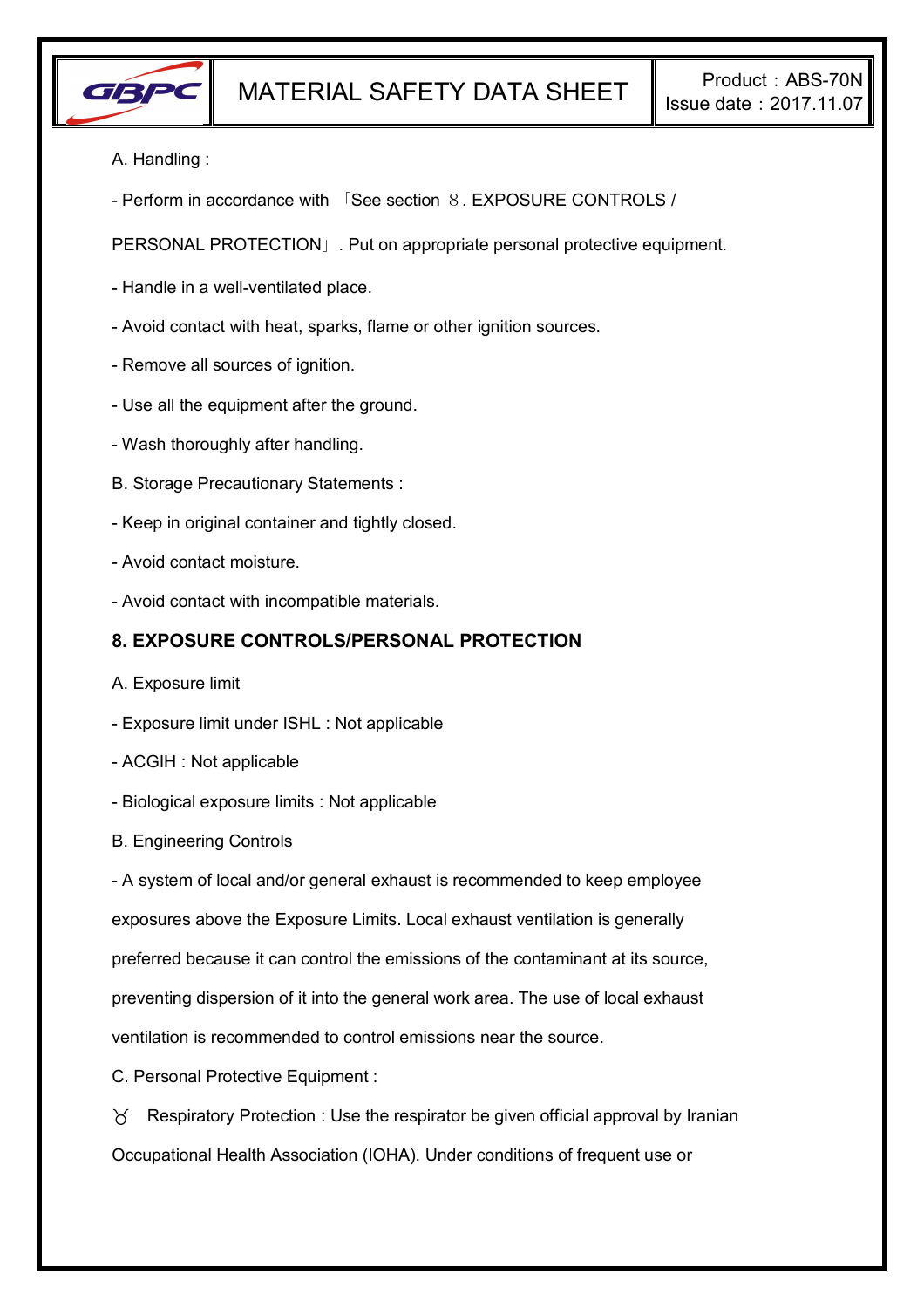A. Handling :

- Perform in accordance with 「See section ８. EXPOSURE CONTROLS / PERSONAL PROTECTION」. Put on appropriate personal protective equipment.

- Handle in a well-ventilated place.

- Avoid contact with heat, sparks, flame or other ignition sources.

- Remove all sources of ignition.

- Use all the equipment after the ground.

- Wash thoroughly after handling.

B. Storage Precautionary Statements :

- Keep in original container and tightly closed.

- Avoid contact moisture.

- Avoid contact with incompatible materials.

## 8. EXPOSURE CONTROLS/PERSONAL PROTECTION

A. Exposure limit

- Exposure limit under ISHL : Not applicable

- ACGIH : Not applicable

- Biological exposure limits : Not applicable

B. Engineering Controls

- A system of local and/or general exhaust is recommended to keep employee exposures above the Exposure Limits. Local exhaust ventilation is generally preferred because it can control the emissions of the contaminant at its source, preventing dispersion of it into the general work area. The use of local exhaust ventilation is recommended to control emissions near the source.

C. Personal Protective Equipment :

ꝩ Respiratory Protection : Use the respirator be given official approval by Iranian Occupational Health Association (IOHA). Under conditions of frequent use or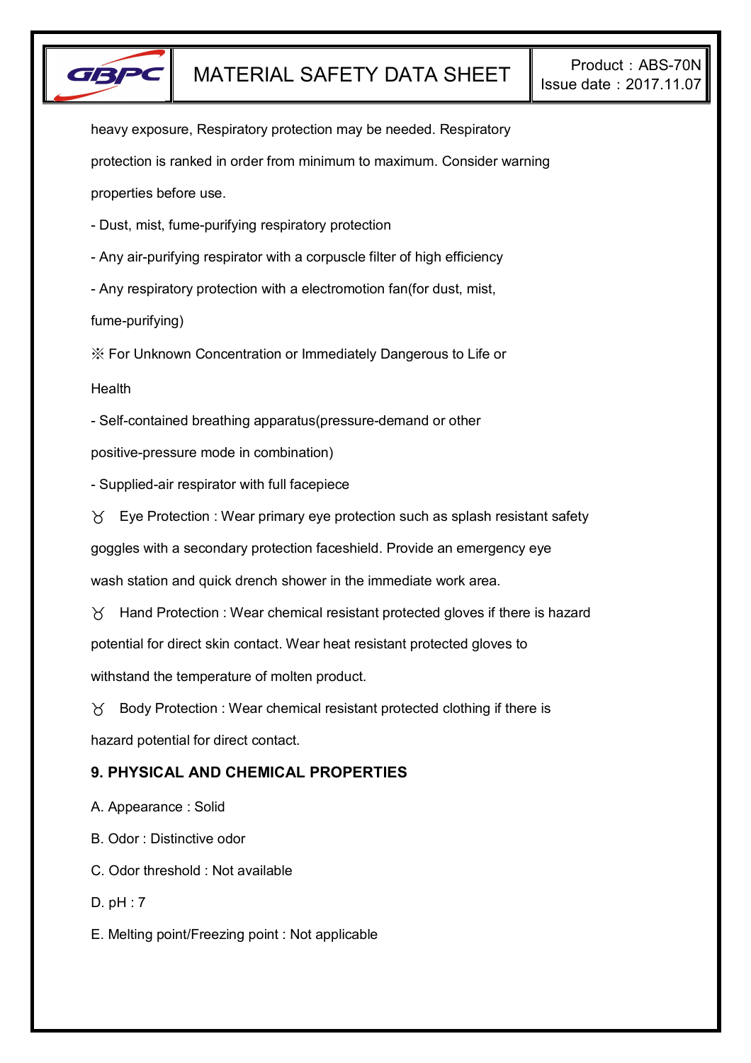heavy exposure, Respiratory protection may be needed. Respiratory protection is ranked in order from minimum to maximum. Consider warning properties before use.

- Dust, mist, fume-purifying respiratory protection
- Any air-purifying respirator with a corpuscle filter of high efficiency
- Any respiratory protection with a electromotion fan(for dust, mist, fume-purifying)

※ For Unknown Concentration or Immediately Dangerous to Life or Health

- Self-contained breathing apparatus(pressure-demand or other positive-pressure mode in combination)
- Supplied-air respirator with full facepiece

♉ Eye Protection : Wear primary eye protection such as splash resistant safety goggles with a secondary protection faceshield. Provide an emergency eye wash station and quick drench shower in the immediate work area.

♉ Hand Protection : Wear chemical resistant protected gloves if there is hazard potential for direct skin contact. Wear heat resistant protected gloves to withstand the temperature of molten product.

♉ Body Protection : Wear chemical resistant protected clothing if there is hazard potential for direct contact.

## 9. PHYSICAL AND CHEMICAL PROPERTIES

A. Appearance : Solid

B. Odor : Distinctive odor

C. Odor threshold : Not available

D. pH : 7

E. Melting point/Freezing point : Not applicable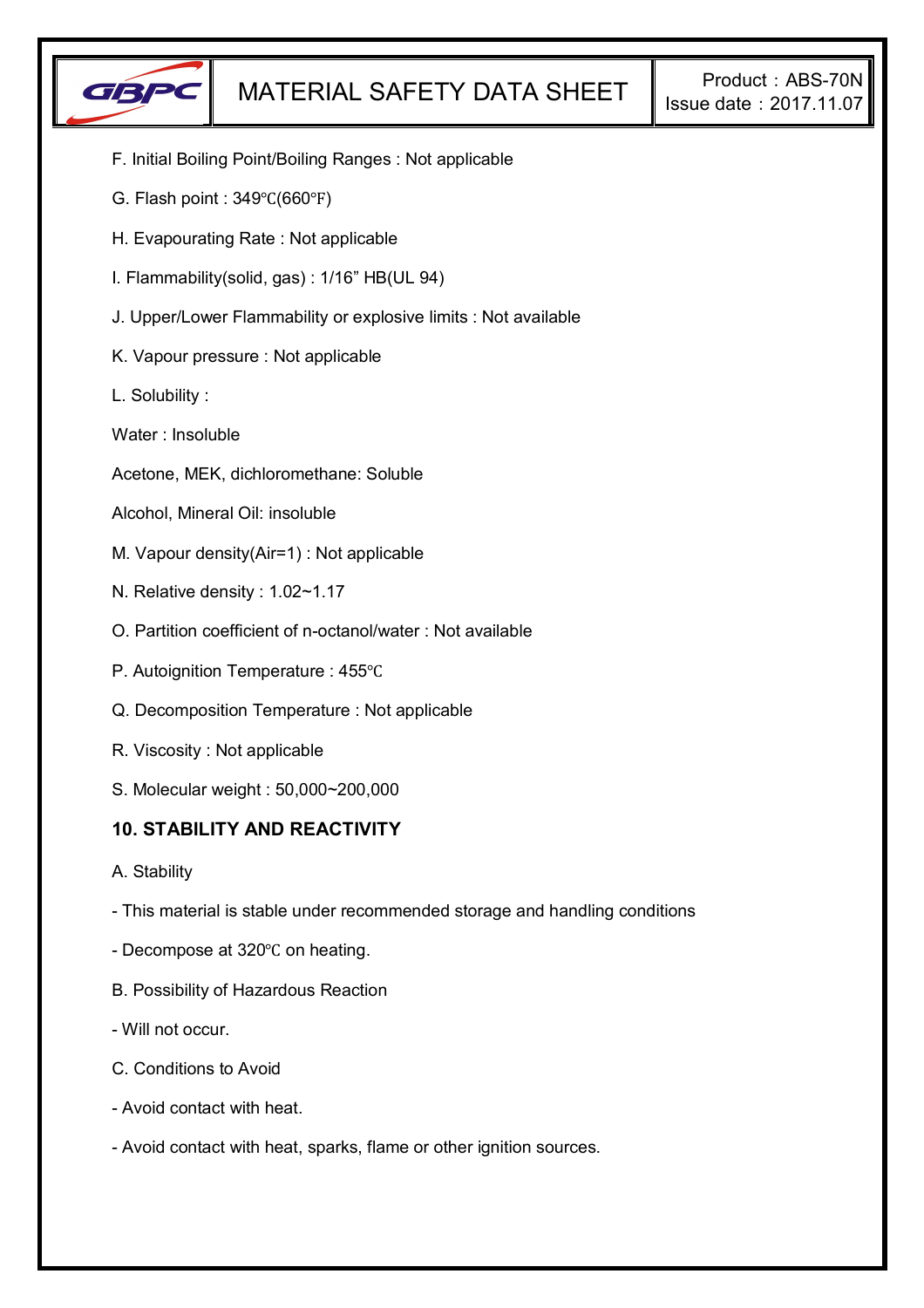F. Initial Boiling Point/Boiling Ranges : Not applicable

G. Flash point : 349℃(660℉)

H. Evapourating Rate : Not applicable

I. Flammability(solid, gas) : 1/16” HB(UL 94)

J. Upper/Lower Flammability or explosive limits : Not available

K. Vapour pressure : Not applicable

L. Solubility :

Water : Insoluble

Acetone, MEK, dichloromethane: Soluble

Alcohol, Mineral Oil: insoluble

M. Vapour density(Air=1) : Not applicable

N. Relative density : 1.02~1.17

O. Partition coefficient of n-octanol/water : Not available

P. Autoignition Temperature : 455℃

Q. Decomposition Temperature : Not applicable

R. Viscosity : Not applicable

S. Molecular weight : 50,000~200,000

## 10. STABILITY AND REACTIVITY

A. Stability

- This material is stable under recommended storage and handling conditions
- Decompose at 320℃ on heating.

B. Possibility of Hazardous Reaction

- Will not occur.

C. Conditions to Avoid

- Avoid contact with heat.
- Avoid contact with heat, sparks, flame or other ignition sources.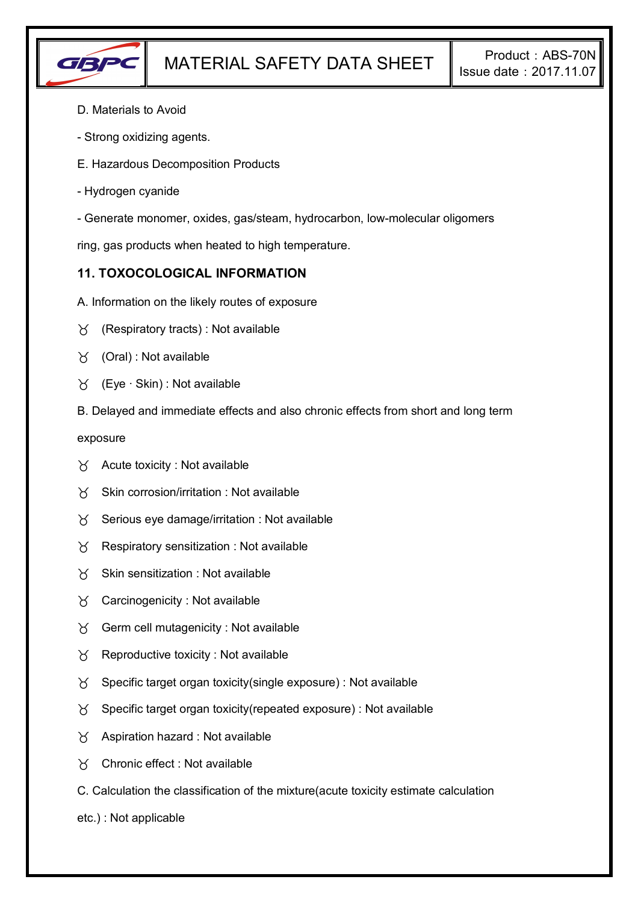D. Materials to Avoid

- Strong oxidizing agents.

E. Hazardous Decomposition Products

- Hydrogen cyanide

- Generate monomer, oxides, gas/steam, hydrocarbon, low-molecular oligomers ring, gas products when heated to high temperature.

## 11. TOXOCOLOGICAL INFORMATION

A. Information on the likely routes of exposure

- (Respiratory tracts) : Not available
- (Oral) : Not available
- (Eye · Skin) : Not available

B. Delayed and immediate effects and also chronic effects from short and long term exposure

- Acute toxicity : Not available
- Skin corrosion/irritation : Not available
- Serious eye damage/irritation : Not available
- Respiratory sensitization : Not available
- Skin sensitization : Not available
- Carcinogenicity : Not available
- Germ cell mutagenicity : Not available
- Reproductive toxicity : Not available
- Specific target organ toxicity(single exposure) : Not available
- Specific target organ toxicity(repeated exposure) : Not available
- Aspiration hazard : Not available
- Chronic effect : Not available

C. Calculation the classification of the mixture(acute toxicity estimate calculation etc.) : Not applicable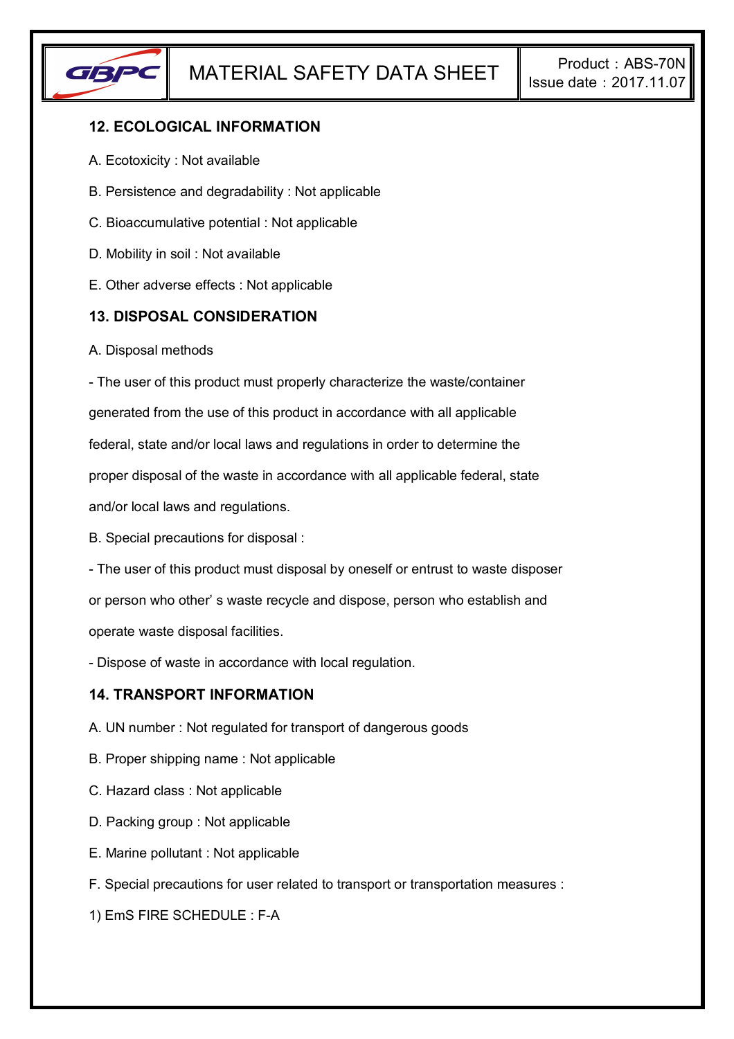## 12. ECOLOGICAL INFORMATION

A. Ecotoxicity : Not available

B. Persistence and degradability : Not applicable

C. Bioaccumulative potential : Not applicable

D. Mobility in soil : Not available

E. Other adverse effects : Not applicable

## 13. DISPOSAL CONSIDERATION

A. Disposal methods

- The user of this product must properly characterize the waste/container generated from the use of this product in accordance with all applicable federal, state and/or local laws and regulations in order to determine the proper disposal of the waste in accordance with all applicable federal, state and/or local laws and regulations.

B. Special precautions for disposal :

- The user of this product must disposal by oneself or entrust to waste disposer or person who other' s waste recycle and dispose, person who establish and operate waste disposal facilities.
- Dispose of waste in accordance with local regulation.

## 14. TRANSPORT INFORMATION

A. UN number : Not regulated for transport of dangerous goods

B. Proper shipping name : Not applicable

C. Hazard class : Not applicable

D. Packing group : Not applicable

E. Marine pollutant : Not applicable

F. Special precautions for user related to transport or transportation measures :

1) EmS FIRE SCHEDULE : F-A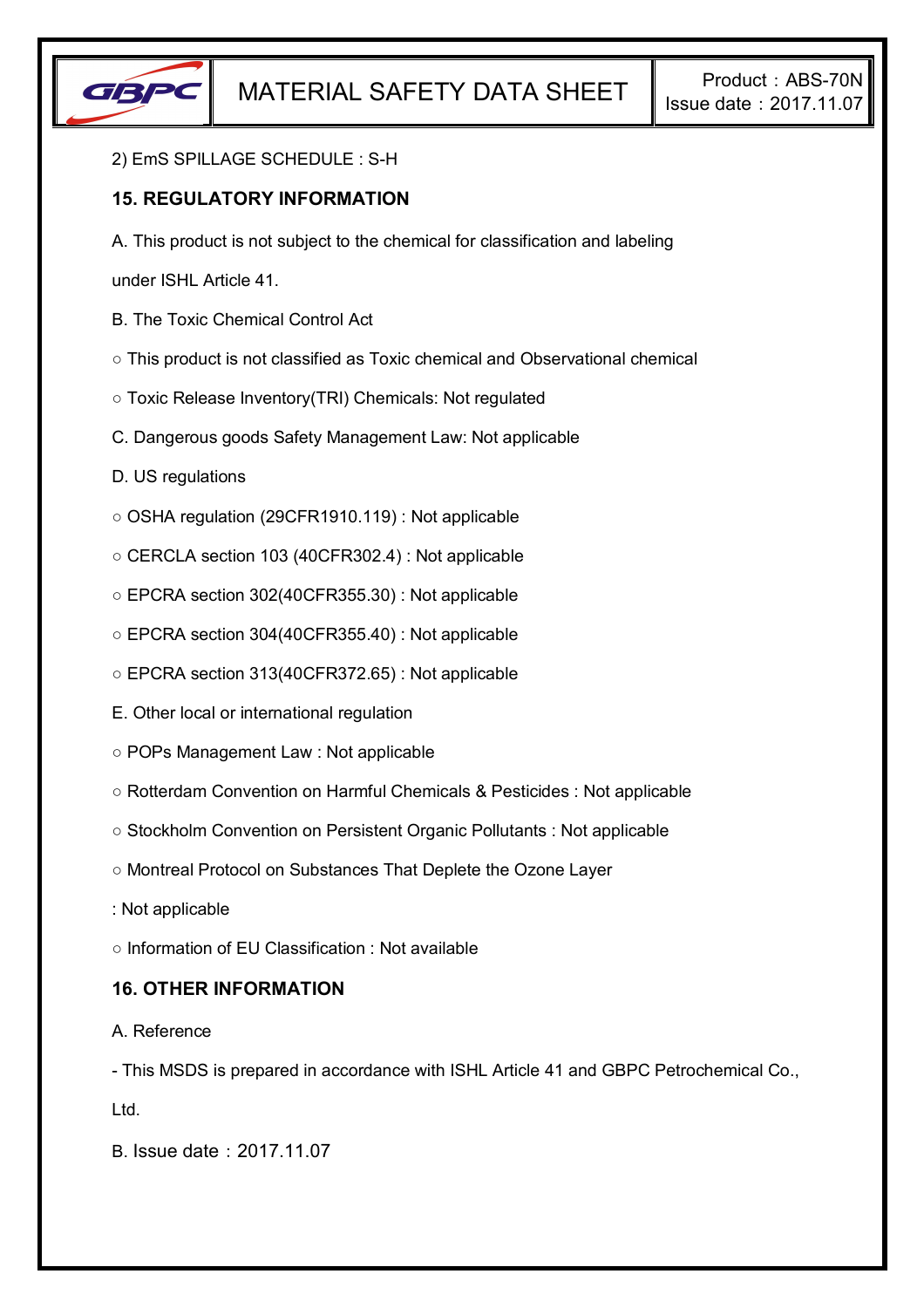2) EmS SPILLAGE SCHEDULE : S-H

## 15. REGULATORY INFORMATION

A. This product is not subject to the chemical for classification and labeling under ISHL Article 41.

B. The Toxic Chemical Control Act

○ This product is not classified as Toxic chemical and Observational chemical

○ Toxic Release Inventory(TRI) Chemicals: Not regulated

C. Dangerous goods Safety Management Law: Not applicable

D. US regulations

○ OSHA regulation (29CFR1910.119) : Not applicable

○ CERCLA section 103 (40CFR302.4) : Not applicable

○ EPCRA section 302(40CFR355.30) : Not applicable

○ EPCRA section 304(40CFR355.40) : Not applicable

○ EPCRA section 313(40CFR372.65) : Not applicable

E. Other local or international regulation

○ POPs Management Law : Not applicable

○ Rotterdam Convention on Harmful Chemicals & Pesticides : Not applicable

○ Stockholm Convention on Persistent Organic Pollutants : Not applicable

○ Montreal Protocol on Substances That Deplete the Ozone Layer

: Not applicable

○ Information of EU Classification : Not available

## 16. OTHER INFORMATION

A. Reference

- This MSDS is prepared in accordance with ISHL Article 41 and GBPC Petrochemical Co., Ltd.

B. Issue date：2017.11.07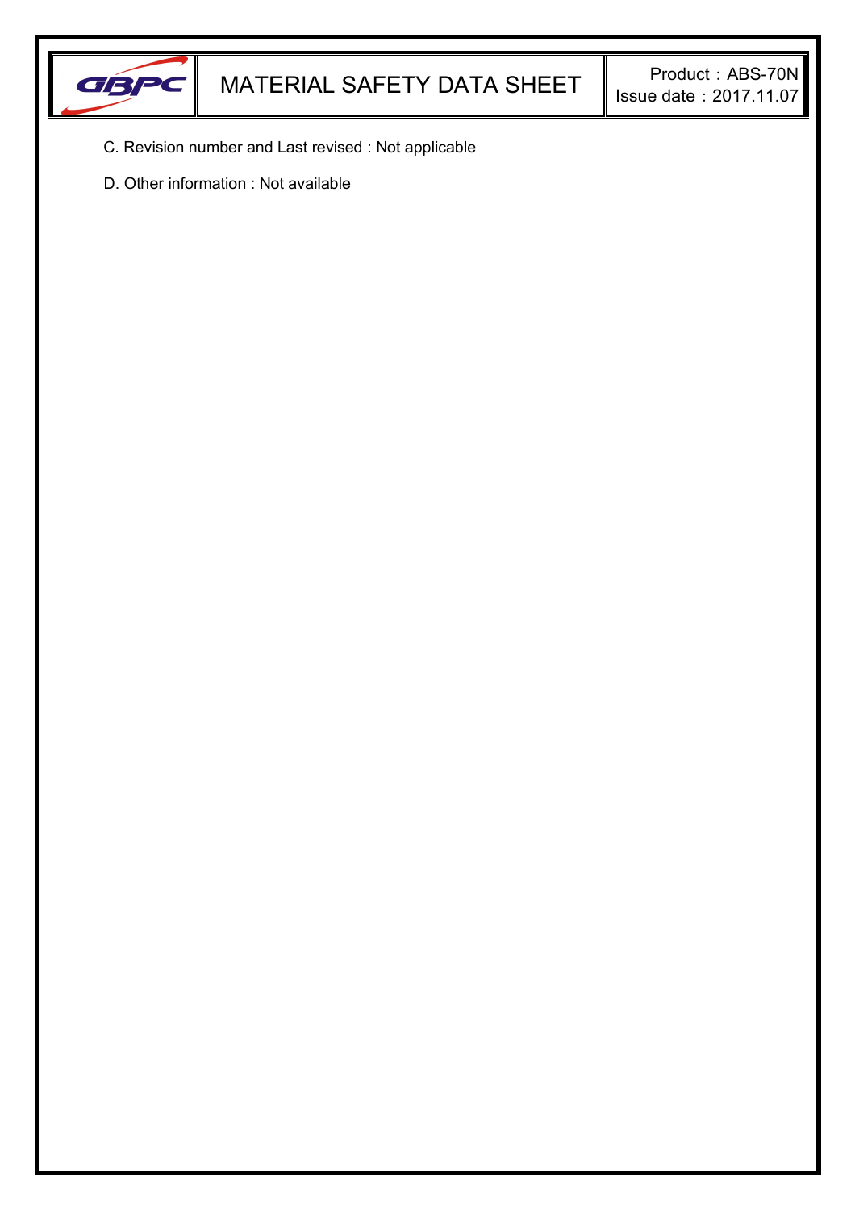C. Revision number and Last revised : Not applicable

D. Other information : Not available